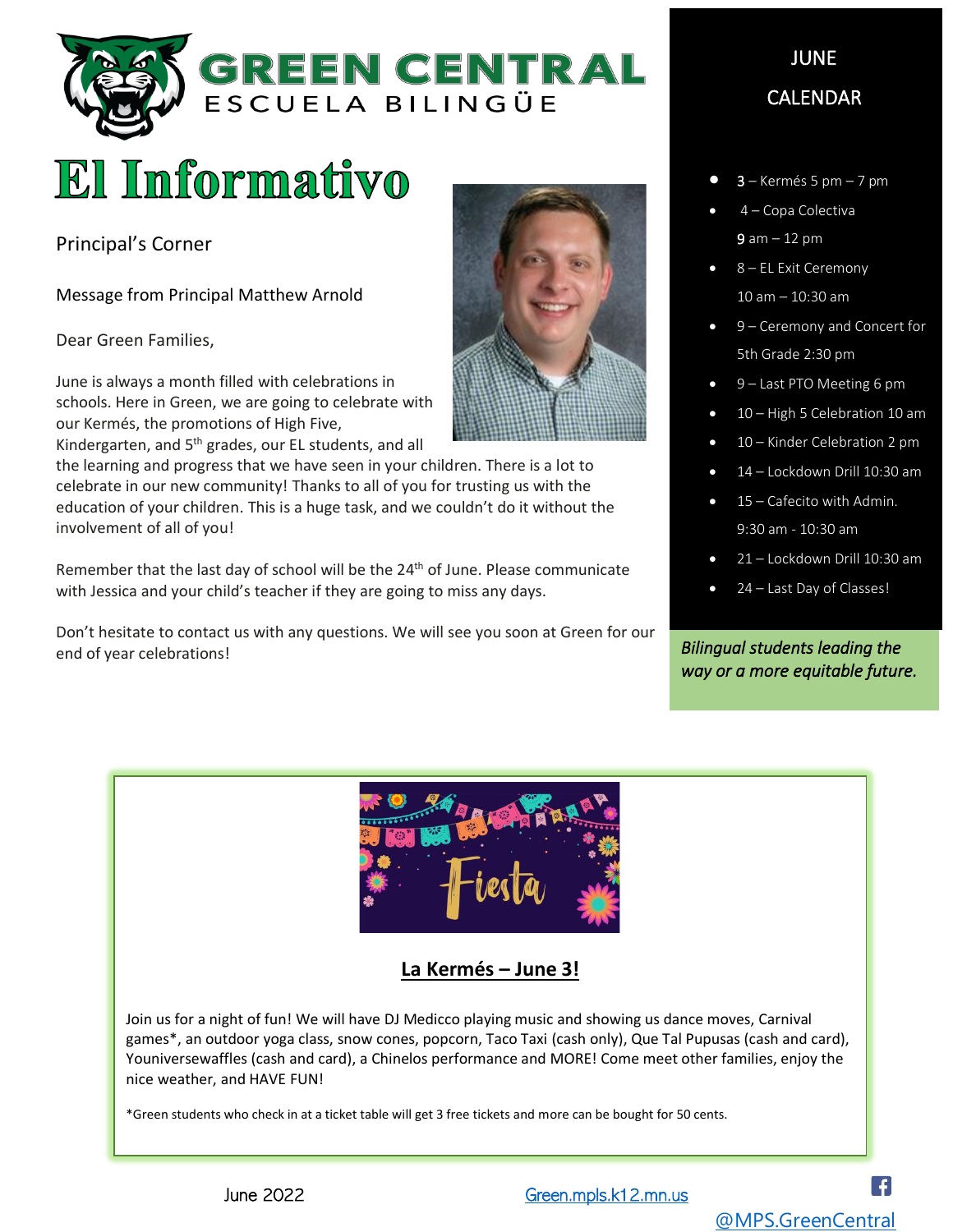# GREEN CENTRAL

ESCUELA BILINGÜE

# El Informativo

## Principal's Corner

Message from Principal Matthew Arnold

Dear Green Families,

June is always a month filled with celebrations in schools. Here in Green, we are going to celebrate with our Kermés, the promotions of High Five, Kindergarten, and 5th grades, our EL students, and all the learning and progress that we have seen in your children. There is a lot to celebrate in our new community! Thanks to all of you for trusting us with the education of your children. This is a huge task, and we couldn't do it without the involvement of all of you!

Remember that the last day of school will be the 24th of June. Please communicate with Jessica and your child's teacher if they are going to miss any days.

Don't hesitate to contact us with any questions. We will see you soon at Green for our end of year celebrations!

## JUNE CALENDAR

- 3 – Kermés 5 pm – 7 pm
- 4 – Copa Colectiva 9 am – 12 pm
- 8 – EL Exit Ceremony 10 am – 10:30 am
- 9 – Ceremony and Concert for 5th Grade 2:30 pm
- 9 – Last PTO Meeting 6 pm
- 10 – High 5 Celebration 10 am
- 10 – Kinder Celebration 2 pm
- 14 – Lockdown Drill 10:30 am
- 15 – Cafecito with Admin. 9:30 am - 10:30 am
- 21 – Lockdown Drill 10:30 am
- 24 – Last Day of Classes!

*Bilingual students leading the way or a more equitable future.*

## La Kermés – June 3!

Join us for a night of fun! We will have DJ Medicco playing music and showing us dance moves, Carnival games*, an outdoor yoga class, snow cones, popcorn, Taco Taxi (cash only), Que Tal Pupusas (cash and card), Youniversewaffles (cash and card), a Chinelos performance and MORE! Come meet other families, enjoy the nice weather, and HAVE FUN!

*Green students who check in at a ticket table will get 3 free tickets and more can be bought for 50 cents.

June 2022 Green.mpls.k12.mn.us @MPS.GreenCentral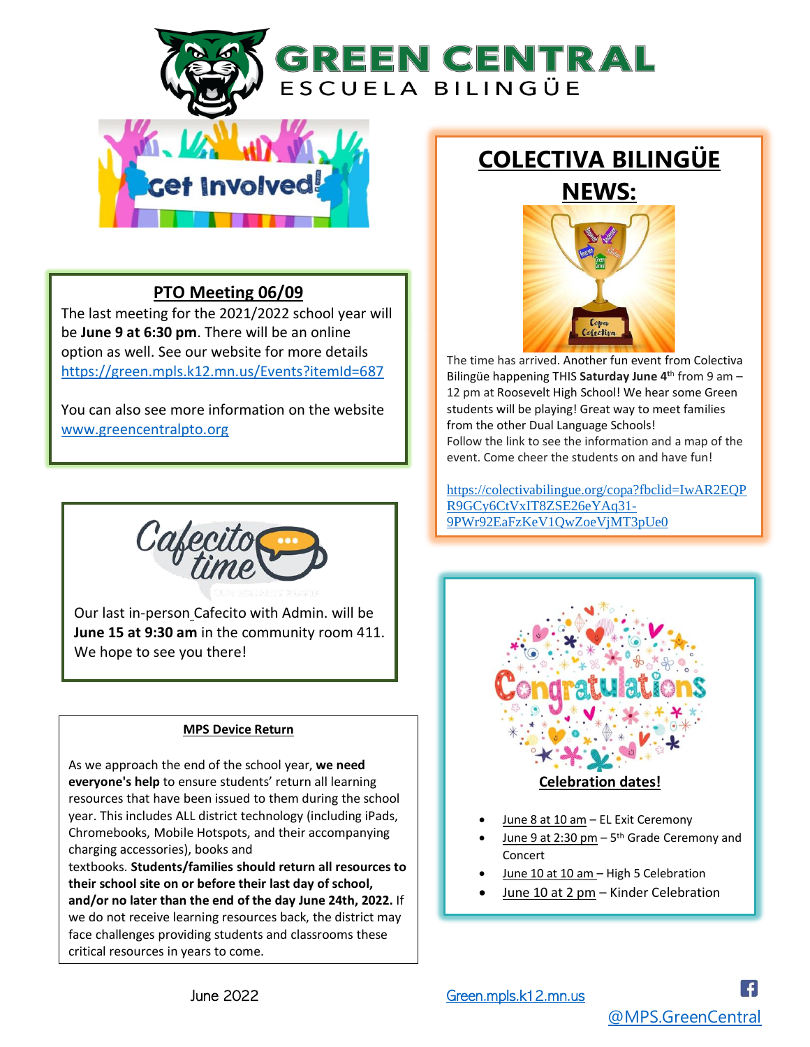# GREEN CENTRAL

ESCUELA BILINGÜE

Get Involved!

## PTO Meeting 06/09

The last meeting for the 2021/2022 school year will be **June 9 at 6:30 pm**. There will be an online option as well. See our website for more details https://green.mpls.k12.mn.us/Events?itemId=687

You can also see more information on the website www.greencentralpto.org

## Cafecito time

Our last in-person Cafecito with Admin. will be **June 15 at 9:30 am** in the community room 411. We hope to see you there!

## MPS Device Return

As we approach the end of the school year, **we need everyone's help** to ensure students' return all learning resources that have been issued to them during the school year. This includes ALL district technology (including iPads, Chromebooks, Mobile Hotspots, and their accompanying charging accessories), books and textbooks. **Students/families should return all resources to their school site on or before their last day of school, and/or no later than the end of the day June 24th, 2022.** If we do not receive learning resources back, the district may face challenges providing students and classrooms these critical resources in years to come.

## COLECTIVA BILINGÜE NEWS:

The time has arrived. Another fun event from Colectiva Bilingüe happening THIS **Saturday June 4th** from 9 am – 12 pm at Roosevelt High School! We hear some Green students will be playing! Great way to meet families from the other Dual Language Schools!
Follow the link to see the information and a map of the event. Come cheer the students on and have fun!

https://colectivabilingue.org/copa?fbclid=IwAR2EQPR9GCy6CtVxIT8ZSE26eYAq31-9PWr92EaFzKeV1QwZoeVjMT3pUe0

## Congratulations

### Celebration dates!

- June 8 at 10 am – EL Exit Ceremony
- June 9 at 2:30 pm – 5th Grade Ceremony and Concert
- June 10 at 10 am – High 5 Celebration
- June 10 at 2 pm – Kinder Celebration

June 2022

Green.mpls.k12.mn.us

@MPS.GreenCentral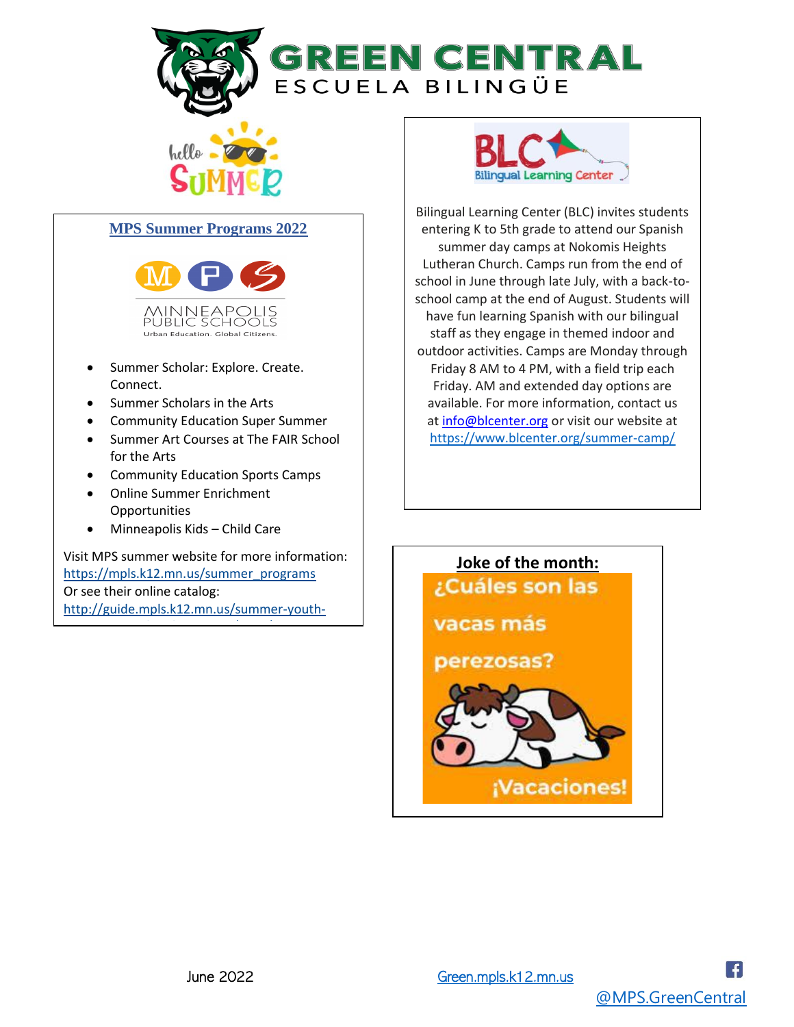# GREEN CENTRAL
## ESCUELA BILINGÜE

hello SUMMER

## MPS Summer Programs 2022

MINNEAPOLIS PUBLIC SCHOOLS
Urban Education. Global Citizens.

- Summer Scholar: Explore. Create. Connect.
- Summer Scholars in the Arts
- Community Education Super Summer
- Summer Art Courses at The FAIR School for the Arts
- Community Education Sports Camps
- Online Summer Enrichment Opportunities
- Minneapolis Kids – Child Care

Visit MPS summer website for more information: https://mpls.k12.mn.us/summer_programs
Or see their online catalog: http://guide.mpls.k12.mn.us/summer-youth-

## BLC Bilingual Learning Center

Bilingual Learning Center (BLC) invites students entering K to 5th grade to attend our Spanish summer day camps at Nokomis Heights Lutheran Church. Camps run from the end of school in June through late July, with a back-to-school camp at the end of August. Students will have fun learning Spanish with our bilingual staff as they engage in themed indoor and outdoor activities. Camps are Monday through Friday 8 AM to 4 PM, with a field trip each Friday. AM and extended day options are available. For more information, contact us at info@blcenter.org or visit our website at https://www.blcenter.org/summer-camp/

## Joke of the month:

¿Cuáles son las vacas más perezosas?

¡Vacaciones!

June 2022 Green.mpls.k12.mn.us @MPS.GreenCentral